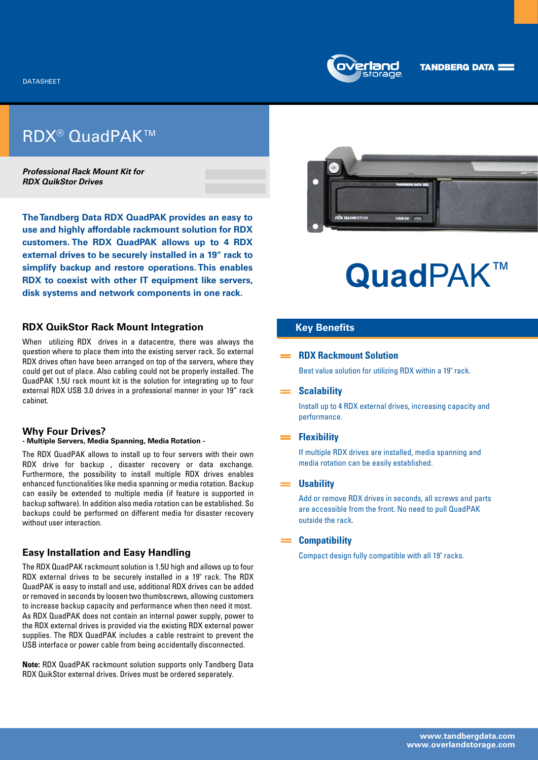DATASHEET

# RDX® QuadPAK™

***Professional Rack Mount Kit for RDX QuikStor Drives***

**The Tandberg Data RDX QuadPAK provides an easy to use and highly affordable rackmount solution for RDX customers. The RDX QuadPAK allows up to 4 RDX external drives to be securely installed in a 19" rack to simplify backup and restore operations. This enables RDX to coexist with other IT equipment like servers, disk systems and network components in one rack.**

## RDX QuikStor Rack Mount Integration

When utilizing RDX drives in a datacentre, there was always the question where to place them into the existing server rack. So external RDX drives often have been arranged on top of the servers, where they could get out of place. Also cabling could not be properly installed. The QuadPAK 1.5U rack mount kit is the solution for integrating up to four external RDX USB 3.0 drives in a professional manner in your 19" rack cabinet.

## Why Four Drives?

**- Multiple Servers, Media Spanning, Media Rotation -**

The RDX QuadPAK allows to install up to four servers with their own RDX drive for backup , disaster recovery or data exchange. Furthermore, the possibility to install multiple RDX drives enables enhanced functionalities like media spanning or media rotation. Backup can easily be extended to multiple media (if feature is supported in backup software). In addition also media rotation can be established. So backups could be performed on different media for disaster recovery without user interaction.

## Easy Installation and Easy Handling

The RDX QuadPAK rackmount solution is 1.5U high and allows up to four RDX external drives to be securely installed in a 19" rack. The RDX QuadPAK is easy to install and use, additional RDX drives can be added or removed in seconds by loosen two thumbscrews, allowing customers to increase backup capacity and performance when then need it most. As RDX QuadPAK does not contain an internal power supply, power to the RDX external drives is provided via the existing RDX external power supplies. The RDX QuadPAK includes a cable restraint to prevent the USB interface or power cable from being accidentally disconnected.

**Note:** RDX QuadPAK rackmount solution supports only Tandberg Data RDX QuikStor external drives. Drives must be ordered separately.

# QuadPAK™

## Key Benefits

### RDX Rackmount Solution

Best value solution for utilizing RDX within a 19" rack.

### Scalability

Install up to 4 RDX external drives, increasing capacity and performance.

### Flexibility

If multiple RDX drives are installed, media spanning and media rotation can be easily established.

### Usability

Add or remove RDX drives in seconds, all screws and parts are accessible from the front. No need to pull QuadPAK outside the rack.

### Compatibility

Compact design fully compatible with all 19" racks.

www.tandbergdata.com
www.overlandstorage.com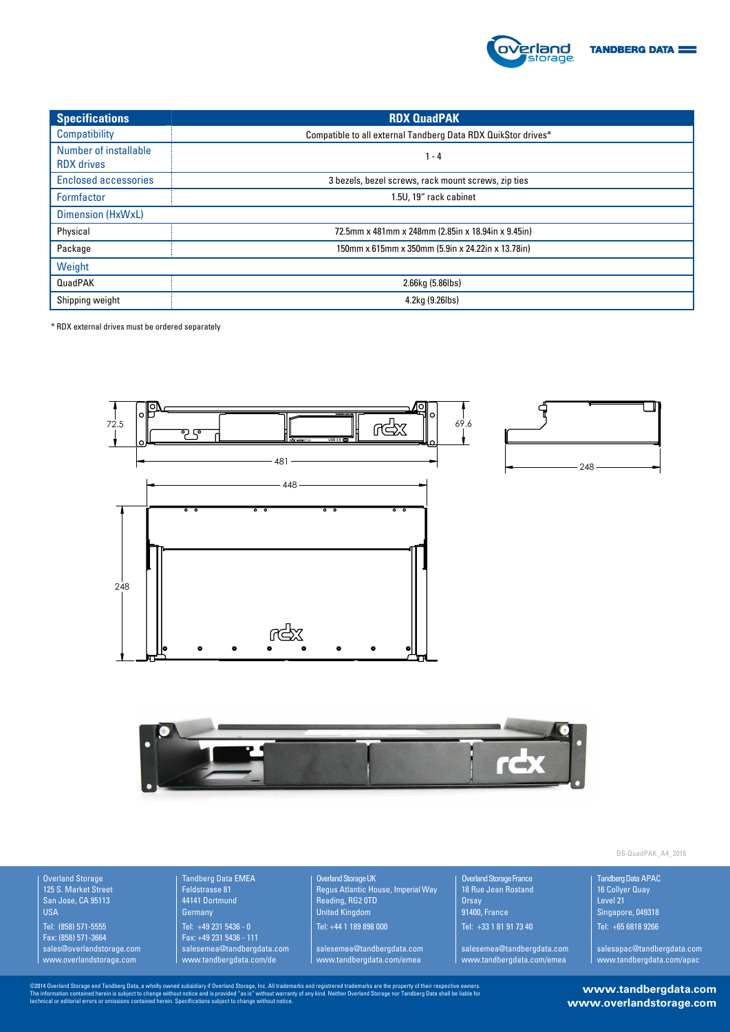| Specifications | RDX QuadPAK |
|---|---|
| Compatibility | Compatible to all external Tandberg Data RDX QuikStor drives* |
| Number of installable RDX drives | 1 - 4 |
| Enclosed accessories | 3 bezels, bezel screws, rack mount screws, zip ties |
| Formfactor | 1.5U, 19" rack cabinet |
| Dimension (HxWxL) | |
| Physical | 72.5mm x 481mm x 248mm (2.85in x 18.94in x 9.45in) |
| Package | 150mm x 615mm x 350mm (5.9in x 24.22in x 13.78in) |
| Weight | |
| QuadPAK | 2.66kg (5.86lbs) |
| Shipping weight | 4.2kg (9.26lbs) |

* RDX external drives must be ordered separately

72.5

481

69.6

248

448

248

DS-QuadPAK_A4_2015

Overland Storage
125 S. Market Street
San Jose, CA 95113
USA
Tel: (858) 571-5555
Fax: (858) 571-3664
sales@overlandstorage.com
www.overlandstorage.com

Tandberg Data EMEA
Feldstrasse 81
44141 Dortmund
Germany
Tel: +49 231 5436 - 0
Fax: +49 231 5436 - 111
salesemea@tandbergdata.com
www.tandbergdata.com/de

Overland Storage UK
Regus Atlantic House, Imperial Way
Reading, RG2 0TD
United Kingdom
Tel: +44 1 189 898 000
salesemea@tandbergdata.com
www.tandbergdata.com/emea

Overland Storage France
18 Rue Jean Rostand
Orsay
91400, France
Tel: +33 1 81 91 73 40
salesemea@tandbergdata.com
www.tandbergdata.com/emea

Tandberg Data APAC
16 Collyer Quay
Level 21
Singapore, 049318
Tel: +65 6818 9266
salesapac@tandbergdata.com
www.tandbergdata.com/apac

©2014 Overland Storage and Tandberg Data, a wholly owned subsidiary if Overland Storage, Inc. All trademarks and registrered trademarks are the property of their respective owners.
The information contained herein is subject to change without notice and is provided "as is" without warranty of any kind. Neither Overland Storage nor Tandberg Data shall be liable for technical or editorial errors or omissions contained herein. Specifications subject to change without notice.

**www.tandbergdata.com**
**www.overlandstorage.com**